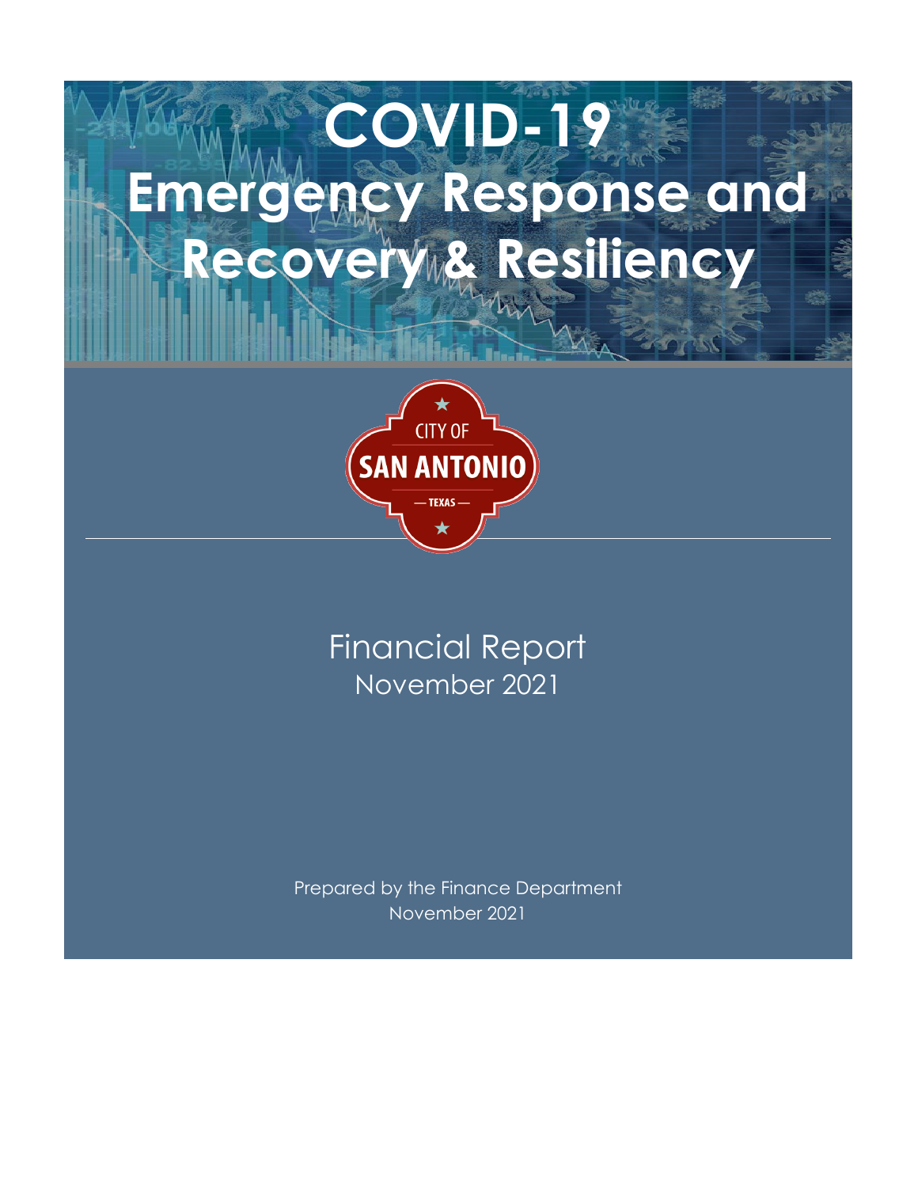# COVID-19 Emergency Response and Recovery & Resiliency

CITY OF SAN ANTONIO — TEXAS —

Financial Report
November 2021

Prepared by the Finance Department
November 2021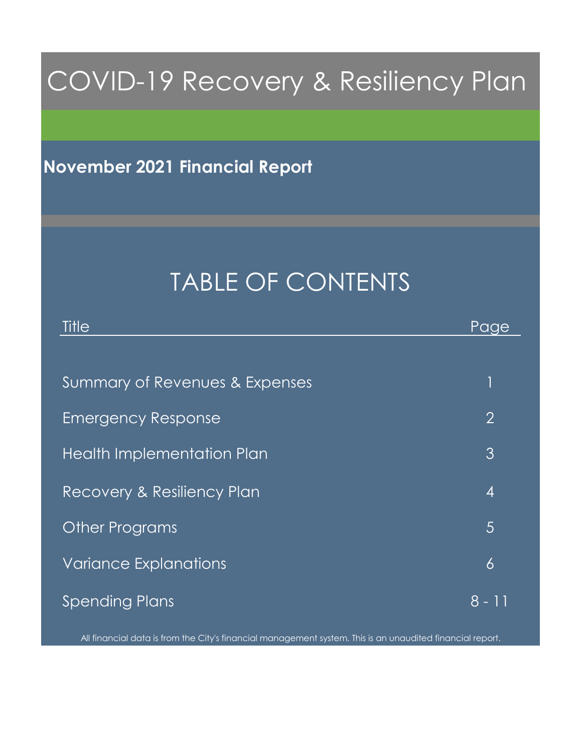# COVID-19 Recovery & Resiliency Plan

## November 2021 Financial Report

## TABLE OF CONTENTS

| Title | Page |
|---|---|
| Summary of Revenues & Expenses | 1 |
| Emergency Response | 2 |
| Health Implementation Plan | 3 |
| Recovery & Resiliency Plan | 4 |
| Other Programs | 5 |
| Variance Explanations | 6 |
| Spending Plans | 8 - 11 |

All financial data is from the City's financial management system. This is an unaudited financial report.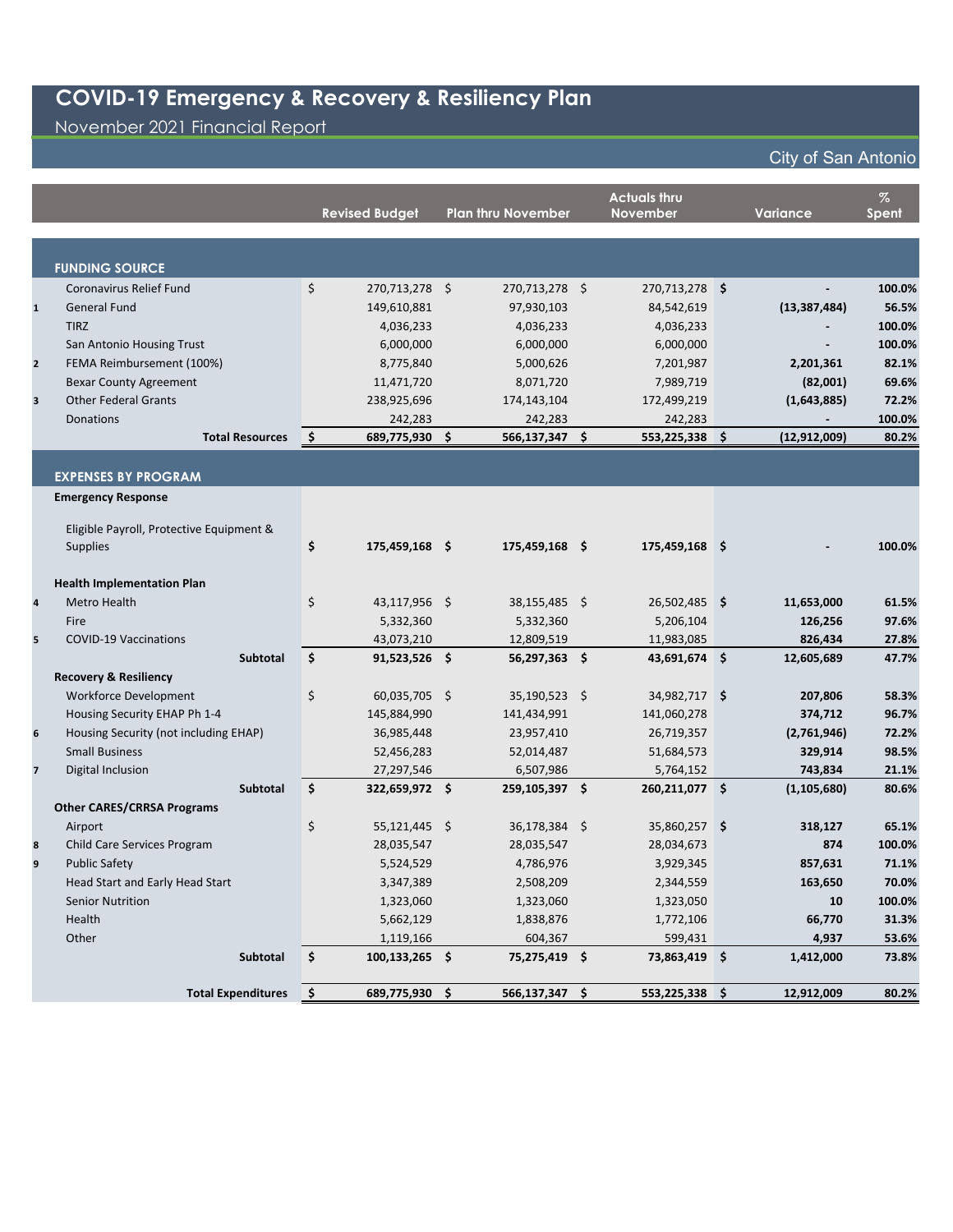# COVID-19 Emergency & Recovery & Resiliency Plan

November 2021 Financial Report

City of San Antonio

| | | Revised Budget | Plan thru November | Actuals thru November | Variance | % Spent |
|---|---|---|---|---|---|---|
| | **FUNDING SOURCE** | | | | | |
| | Coronavirus Relief Fund | $ 270,713,278 | $ 270,713,278 | $ 270,713,278 | **$ -** | **100.0%** |
| 1 | General Fund | 149,610,881 | 97,930,103 | 84,542,619 | **(13,387,484)** | **56.5%** |
| | TIRZ | 4,036,233 | 4,036,233 | 4,036,233 | **-** | **100.0%** |
| | San Antonio Housing Trust | 6,000,000 | 6,000,000 | 6,000,000 | **-** | **100.0%** |
| 2 | FEMA Reimbursement (100%) | 8,775,840 | 5,000,626 | 7,201,987 | **2,201,361** | **82.1%** |
| | Bexar County Agreement | 11,471,720 | 8,071,720 | 7,989,719 | **(82,001)** | **69.6%** |
| 3 | Other Federal Grants | 238,925,696 | 174,143,104 | 172,499,219 | **(1,643,885)** | **72.2%** |
| | Donations | 242,283 | 242,283 | 242,283 | **-** | **100.0%** |
| | **Total Resources** | **$ 689,775,930** | **$ 566,137,347** | **$ 553,225,338** | **$ (12,912,009)** | **80.2%** |
| | **EXPENSES BY PROGRAM** | | | | | |
| | **Emergency Response** | | | | | |
| | Eligible Payroll, Protective Equipment & Supplies | **$ 175,459,168** | **$ 175,459,168** | **$ 175,459,168** | **$ -** | **100.0%** |
| | **Health Implementation Plan** | | | | | |
| 4 | Metro Health | $ 43,117,956 | $ 38,155,485 | $ 26,502,485 | **$ 11,653,000** | **61.5%** |
| | Fire | 5,332,360 | 5,332,360 | 5,206,104 | **126,256** | **97.6%** |
| 5 | COVID-19 Vaccinations | 43,073,210 | 12,809,519 | 11,983,085 | **826,434** | **27.8%** |
| | **Subtotal** | **$ 91,523,526** | **$ 56,297,363** | **$ 43,691,674** | **$ 12,605,689** | **47.7%** |
| | **Recovery & Resiliency** | | | | | |
| | Workforce Development | $ 60,035,705 | $ 35,190,523 | $ 34,982,717 | **$ 207,806** | **58.3%** |
| | Housing Security EHAP Ph 1-4 | 145,884,990 | 141,434,991 | 141,060,278 | **374,712** | **96.7%** |
| 6 | Housing Security (not including EHAP) | 36,985,448 | 23,957,410 | 26,719,357 | **(2,761,946)** | **72.2%** |
| | Small Business | 52,456,283 | 52,014,487 | 51,684,573 | **329,914** | **98.5%** |
| 7 | Digital Inclusion | 27,297,546 | 6,507,986 | 5,764,152 | **743,834** | **21.1%** |
| | **Subtotal** | **$ 322,659,972** | **$ 259,105,397** | **$ 260,211,077** | **$ (1,105,680)** | **80.6%** |
| | **Other CARES/CRRSA Programs** | | | | | |
| | Airport | $ 55,121,445 | $ 36,178,384 | $ 35,860,257 | **$ 318,127** | **65.1%** |
| 8 | Child Care Services Program | 28,035,547 | 28,035,547 | 28,034,673 | **874** | **100.0%** |
| 9 | Public Safety | 5,524,529 | 4,786,976 | 3,929,345 | **857,631** | **71.1%** |
| | Head Start and Early Head Start | 3,347,389 | 2,508,209 | 2,344,559 | **163,650** | **70.0%** |
| | Senior Nutrition | 1,323,060 | 1,323,060 | 1,323,050 | **10** | **100.0%** |
| | Health | 5,662,129 | 1,838,876 | 1,772,106 | **66,770** | **31.3%** |
| | Other | 1,119,166 | 604,367 | 599,431 | **4,937** | **53.6%** |
| | **Subtotal** | **$ 100,133,265** | **$ 75,275,419** | **$ 73,863,419** | **$ 1,412,000** | **73.8%** |
| | **Total Expenditures** | **$ 689,775,930** | **$ 566,137,347** | **$ 553,225,338** | **$ 12,912,009** | **80.2%** |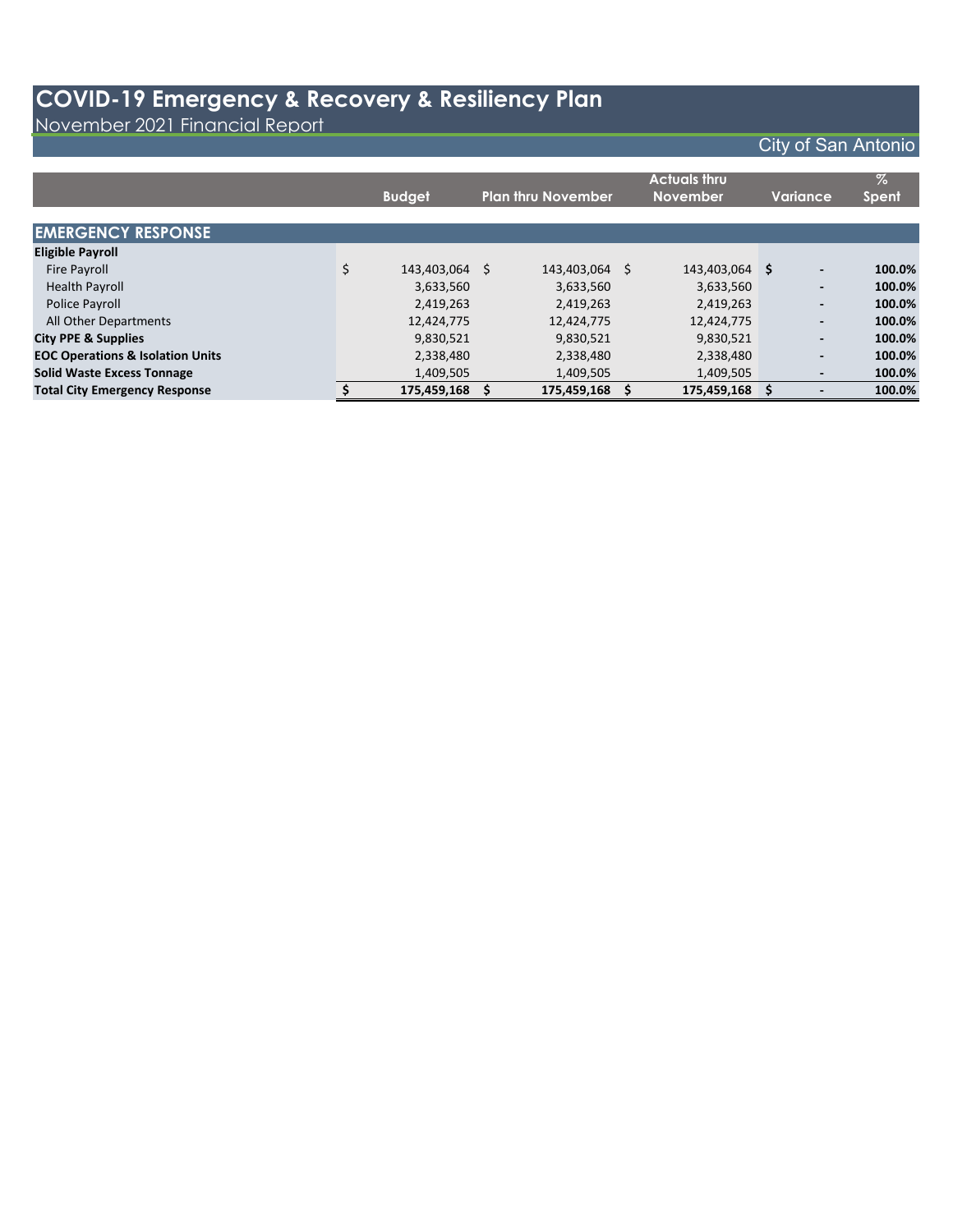# COVID-19 Emergency & Recovery & Resiliency Plan

November 2021 Financial Report

City of San Antonio

| | Budget | Plan thru November | Actuals thru November | Variance | % Spent |
|---|---|---|---|---|---|
| **EMERGENCY RESPONSE** | | | | | |
| **Eligible Payroll** | | | | | |
| Fire Payroll | $ 143,403,064 | $ 143,403,064 | $ 143,403,064 | $ - | 100.0% |
| Health Payroll | 3,633,560 | 3,633,560 | 3,633,560 | - | 100.0% |
| Police Payroll | 2,419,263 | 2,419,263 | 2,419,263 | - | 100.0% |
| All Other Departments | 12,424,775 | 12,424,775 | 12,424,775 | - | 100.0% |
| **City PPE & Supplies** | 9,830,521 | 9,830,521 | 9,830,521 | - | 100.0% |
| **EOC Operations & Isolation Units** | 2,338,480 | 2,338,480 | 2,338,480 | - | 100.0% |
| **Solid Waste Excess Tonnage** | 1,409,505 | 1,409,505 | 1,409,505 | - | 100.0% |
| **Total City Emergency Response** | **$ 175,459,168** | **$ 175,459,168** | **$ 175,459,168** | **$ -** | **100.0%** |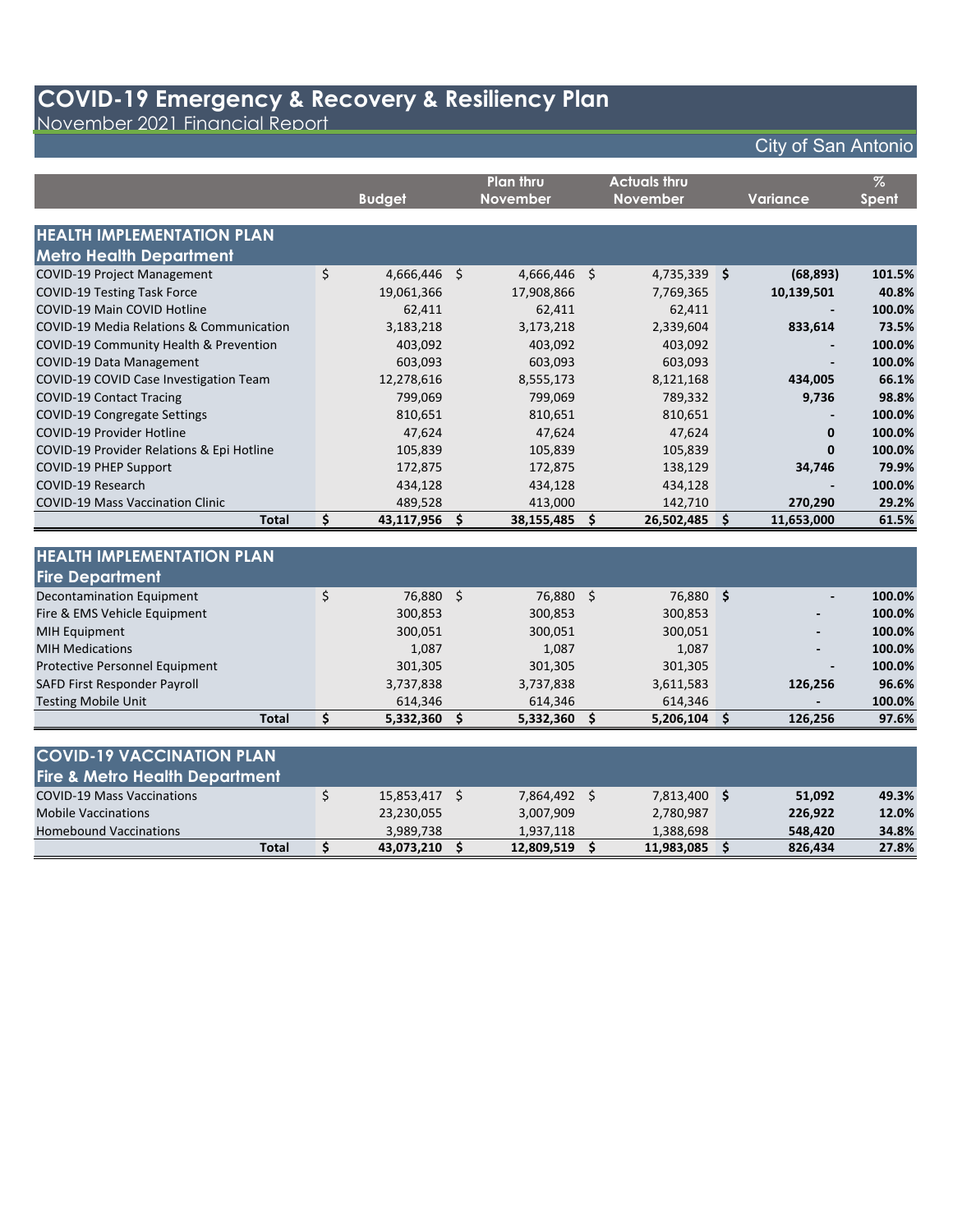# COVID-19 Emergency & Recovery & Resiliency Plan

November 2021 Financial Report

City of San Antonio

| | Budget | Plan thru November | Actuals thru November | Variance | % Spent |
|---|---|---|---|---|---|
| **HEALTH IMPLEMENTATION PLAN** | | | | | |
| **Metro Health Department** | | | | | |
| COVID-19 Project Management | $ 4,666,446 | $ 4,666,446 | $ 4,735,339 | **$ (68,893)** | **101.5%** |
| COVID-19 Testing Task Force | 19,061,366 | 17,908,866 | 7,769,365 | **10,139,501** | **40.8%** |
| COVID-19 Main COVID Hotline | 62,411 | 62,411 | 62,411 | **-** | **100.0%** |
| COVID-19 Media Relations & Communication | 3,183,218 | 3,173,218 | 2,339,604 | **833,614** | **73.5%** |
| COVID-19 Community Health & Prevention | 403,092 | 403,092 | 403,092 | **-** | **100.0%** |
| COVID-19 Data Management | 603,093 | 603,093 | 603,093 | **-** | **100.0%** |
| COVID-19 COVID Case Investigation Team | 12,278,616 | 8,555,173 | 8,121,168 | **434,005** | **66.1%** |
| COVID-19 Contact Tracing | 799,069 | 799,069 | 789,332 | **9,736** | **98.8%** |
| COVID-19 Congregate Settings | 810,651 | 810,651 | 810,651 | **-** | **100.0%** |
| COVID-19 Provider Hotline | 47,624 | 47,624 | 47,624 | **0** | **100.0%** |
| COVID-19 Provider Relations & Epi Hotline | 105,839 | 105,839 | 105,839 | **0** | **100.0%** |
| COVID-19 PHEP Support | 172,875 | 172,875 | 138,129 | **34,746** | **79.9%** |
| COVID-19 Research | 434,128 | 434,128 | 434,128 | **-** | **100.0%** |
| COVID-19 Mass Vaccination Clinic | 489,528 | 413,000 | 142,710 | **270,290** | **29.2%** |
| **Total** | **$ 43,117,956** | **$ 38,155,485** | **$ 26,502,485** | **$ 11,653,000** | **61.5%** |

| | Budget | Plan thru November | Actuals thru November | Variance | % Spent |
|---|---|---|---|---|---|
| **HEALTH IMPLEMENTATION PLAN** | | | | | |
| **Fire Department** | | | | | |
| Decontamination Equipment | $ 76,880 | $ 76,880 | $ 76,880 | **$ -** | **100.0%** |
| Fire & EMS Vehicle Equipment | 300,853 | 300,853 | 300,853 | **-** | **100.0%** |
| MIH Equipment | 300,051 | 300,051 | 300,051 | **-** | **100.0%** |
| MIH Medications | 1,087 | 1,087 | 1,087 | **-** | **100.0%** |
| Protective Personnel Equipment | 301,305 | 301,305 | 301,305 | **-** | **100.0%** |
| SAFD First Responder Payroll | 3,737,838 | 3,737,838 | 3,611,583 | **126,256** | **96.6%** |
| Testing Mobile Unit | 614,346 | 614,346 | 614,346 | **-** | **100.0%** |
| **Total** | **$ 5,332,360** | **$ 5,332,360** | **$ 5,206,104** | **$ 126,256** | **97.6%** |

| | Budget | Plan thru November | Actuals thru November | Variance | % Spent |
|---|---|---|---|---|---|
| **COVID-19 VACCINATION PLAN** | | | | | |
| **Fire & Metro Health Department** | | | | | |
| COVID-19 Mass Vaccinations | $ 15,853,417 | $ 7,864,492 | $ 7,813,400 | **$ 51,092** | **49.3%** |
| Mobile Vaccinations | 23,230,055 | 3,007,909 | 2,780,987 | **226,922** | **12.0%** |
| Homebound Vaccinations | 3,989,738 | 1,937,118 | 1,388,698 | **548,420** | **34.8%** |
| **Total** | **$ 43,073,210** | **$ 12,809,519** | **$ 11,983,085** | **$ 826,434** | **27.8%** |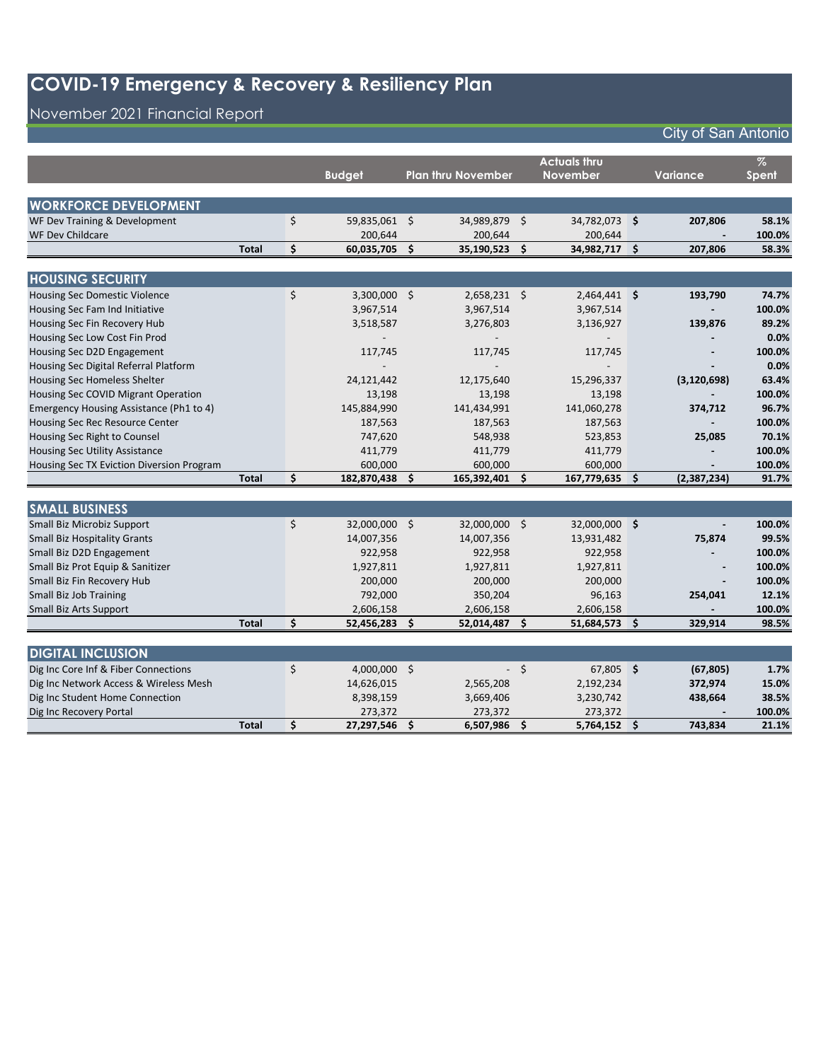# COVID-19 Emergency & Recovery & Resiliency Plan

## November 2021 Financial Report

City of San Antonio

| | Budget | Plan thru November | Actuals thru November | Variance | % Spent |
|---|---|---|---|---|---|
| **WORKFORCE DEVELOPMENT** | | | | | |
| WF Dev Training & Development | $ 59,835,061 | $ 34,989,879 | $ 34,782,073 | $ **207,806** | **58.1%** |
| WF Dev Childcare | 200,644 | 200,644 | 200,644 | **-** | **100.0%** |
| **Total** | **$ 60,035,705** | **$ 35,190,523** | **$ 34,982,717** | **$ 207,806** | **58.3%** |
| **HOUSING SECURITY** | | | | | |
| Housing Sec Domestic Violence | $ 3,300,000 | $ 2,658,231 | $ 2,464,441 | $ **193,790** | **74.7%** |
| Housing Sec Fam Ind Initiative | 3,967,514 | 3,967,514 | 3,967,514 | **-** | **100.0%** |
| Housing Sec Fin Recovery Hub | 3,518,587 | 3,276,803 | 3,136,927 | **139,876** | **89.2%** |
| Housing Sec Low Cost Fin Prod | - | - | - | **-** | **0.0%** |
| Housing Sec D2D Engagement | 117,745 | 117,745 | 117,745 | **-** | **100.0%** |
| Housing Sec Digital Referral Platform | - | - | - | **-** | **0.0%** |
| Housing Sec Homeless Shelter | 24,121,442 | 12,175,640 | 15,296,337 | **(3,120,698)** | **63.4%** |
| Housing Sec COVID Migrant Operation | 13,198 | 13,198 | 13,198 | **-** | **100.0%** |
| Emergency Housing Assistance (Ph1 to 4) | 145,884,990 | 141,434,991 | 141,060,278 | **374,712** | **96.7%** |
| Housing Sec Rec Resource Center | 187,563 | 187,563 | 187,563 | **-** | **100.0%** |
| Housing Sec Right to Counsel | 747,620 | 548,938 | 523,853 | **25,085** | **70.1%** |
| Housing Sec Utility Assistance | 411,779 | 411,779 | 411,779 | **-** | **100.0%** |
| Housing Sec TX Eviction Diversion Program | 600,000 | 600,000 | 600,000 | **-** | **100.0%** |
| **Total** | **$ 182,870,438** | **$ 165,392,401** | **$ 167,779,635** | **$ (2,387,234)** | **91.7%** |
| **SMALL BUSINESS** | | | | | |
| Small Biz Microbiz Support | $ 32,000,000 | $ 32,000,000 | $ 32,000,000 | $ **-** | **100.0%** |
| Small Biz Hospitality Grants | 14,007,356 | 14,007,356 | 13,931,482 | **75,874** | **99.5%** |
| Small Biz D2D Engagement | 922,958 | 922,958 | 922,958 | **-** | **100.0%** |
| Small Biz Prot Equip & Sanitizer | 1,927,811 | 1,927,811 | 1,927,811 | **-** | **100.0%** |
| Small Biz Fin Recovery Hub | 200,000 | 200,000 | 200,000 | **-** | **100.0%** |
| Small Biz Job Training | 792,000 | 350,204 | 96,163 | **254,041** | **12.1%** |
| Small Biz Arts Support | 2,606,158 | 2,606,158 | 2,606,158 | **-** | **100.0%** |
| **Total** | **$ 52,456,283** | **$ 52,014,487** | **$ 51,684,573** | **$ 329,914** | **98.5%** |
| **DIGITAL INCLUSION** | | | | | |
| Dig Inc Core Inf & Fiber Connections | $ 4,000,000 | $ - | $ 67,805 | $ **(67,805)** | **1.7%** |
| Dig Inc Network Access & Wireless Mesh | 14,626,015 | 2,565,208 | 2,192,234 | **372,974** | **15.0%** |
| Dig Inc Student Home Connection | 8,398,159 | 3,669,406 | 3,230,742 | **438,664** | **38.5%** |
| Dig Inc Recovery Portal | 273,372 | 273,372 | 273,372 | **-** | **100.0%** |
| **Total** | **$ 27,297,546** | **$ 6,507,986** | **$ 5,764,152** | **$ 743,834** | **21.1%** |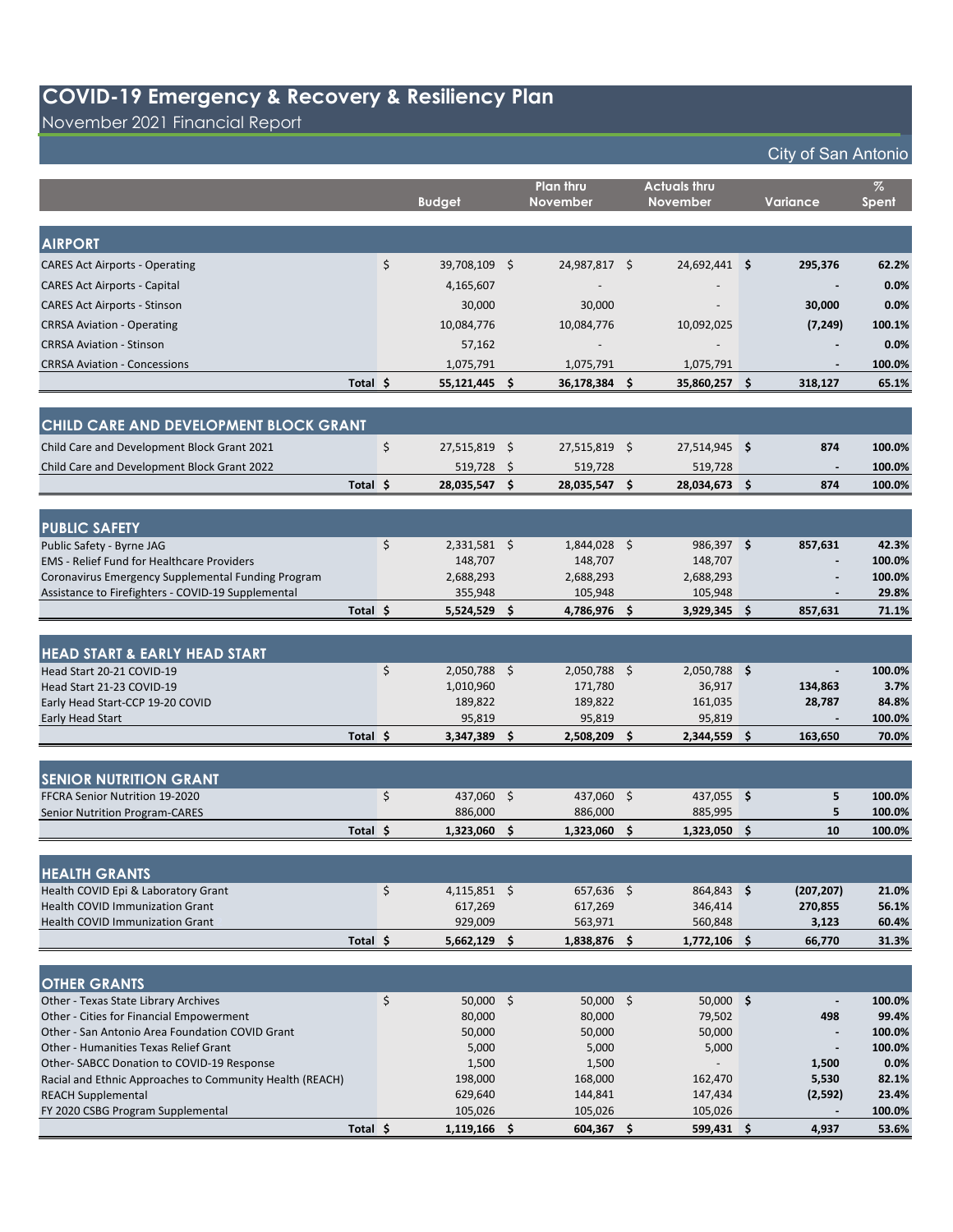# COVID-19 Emergency & Recovery & Resiliency Plan

November 2021 Financial Report

City of San Antonio

| | Budget | Plan thru November | Actuals thru November | Variance | % Spent |
|---|---|---|---|---|---|
| **AIRPORT** | | | | | |
| CARES Act Airports - Operating | $ 39,708,109 | $ 24,987,817 | $ 24,692,441 | $ 295,376 | 62.2% |
| CARES Act Airports - Capital | 4,165,607 | - | - | - | 0.0% |
| CARES Act Airports - Stinson | 30,000 | 30,000 | - | 30,000 | 0.0% |
| CRRSA Aviation - Operating | 10,084,776 | 10,084,776 | 10,092,025 | (7,249) | 100.1% |
| CRRSA Aviation - Stinson | 57,162 | - | - | - | 0.0% |
| CRRSA Aviation - Concessions | 1,075,791 | 1,075,791 | 1,075,791 | - | 100.0% |
| **Total** | **$ 55,121,445** | **$ 36,178,384** | **$ 35,860,257** | **$ 318,127** | **65.1%** |
| **CHILD CARE AND DEVELOPMENT BLOCK GRANT** | | | | | |
| Child Care and Development Block Grant 2021 | $ 27,515,819 | $ 27,515,819 | $ 27,514,945 | $ 874 | 100.0% |
| Child Care and Development Block Grant 2022 | 519,728 | $ 519,728 | 519,728 | - | 100.0% |
| **Total** | **$ 28,035,547** | **$ 28,035,547** | **$ 28,034,673** | **$ 874** | **100.0%** |
| **PUBLIC SAFETY** | | | | | |
| Public Safety - Byrne JAG | $ 2,331,581 | $ 1,844,028 | $ 986,397 | $ 857,631 | 42.3% |
| EMS - Relief Fund for Healthcare Providers | 148,707 | 148,707 | 148,707 | - | 100.0% |
| Coronavirus Emergency Supplemental Funding Program | 2,688,293 | 2,688,293 | 2,688,293 | - | 100.0% |
| Assistance to Firefighters - COVID-19 Supplemental | 355,948 | 105,948 | 105,948 | - | 29.8% |
| **Total** | **$ 5,524,529** | **$ 4,786,976** | **$ 3,929,345** | **$ 857,631** | **71.1%** |
| **HEAD START & EARLY HEAD START** | | | | | |
| Head Start 20-21 COVID-19 | $ 2,050,788 | $ 2,050,788 | $ 2,050,788 | $ - | 100.0% |
| Head Start 21-23 COVID-19 | 1,010,960 | 171,780 | 36,917 | 134,863 | 3.7% |
| Early Head Start-CCP 19-20 COVID | 189,822 | 189,822 | 161,035 | 28,787 | 84.8% |
| Early Head Start | 95,819 | 95,819 | 95,819 | - | 100.0% |
| **Total** | **$ 3,347,389** | **$ 2,508,209** | **$ 2,344,559** | **$ 163,650** | **70.0%** |
| **SENIOR NUTRITION GRANT** | | | | | |
| FFCRA Senior Nutrition 19-2020 | $ 437,060 | $ 437,060 | $ 437,055 | $ 5 | 100.0% |
| Senior Nutrition Program-CARES | 886,000 | 886,000 | 885,995 | 5 | 100.0% |
| **Total** | **$ 1,323,060** | **$ 1,323,060** | **$ 1,323,050** | **$ 10** | **100.0%** |
| **HEALTH GRANTS** | | | | | |
| Health COVID Epi & Laboratory Grant | $ 4,115,851 | $ 657,636 | $ 864,843 | $ (207,207) | 21.0% |
| Health COVID Immunization Grant | 617,269 | 617,269 | 346,414 | 270,855 | 56.1% |
| Health COVID Immunization Grant | 929,009 | 563,971 | 560,848 | 3,123 | 60.4% |
| **Total** | **$ 5,662,129** | **$ 1,838,876** | **$ 1,772,106** | **$ 66,770** | **31.3%** |
| **OTHER GRANTS** | | | | | |
| Other - Texas State Library Archives | $ 50,000 | $ 50,000 | $ 50,000 | $ - | 100.0% |
| Other - Cities for Financial Empowerment | 80,000 | 80,000 | 79,502 | 498 | 99.4% |
| Other - San Antonio Area Foundation COVID Grant | 50,000 | 50,000 | 50,000 | - | 100.0% |
| Other - Humanities Texas Relief Grant | 5,000 | 5,000 | 5,000 | - | 100.0% |
| Other- SABCC Donation to COVID-19 Response | 1,500 | 1,500 | - | 1,500 | 0.0% |
| Racial and Ethnic Approaches to Community Health (REACH) | 198,000 | 168,000 | 162,470 | 5,530 | 82.1% |
| REACH Supplemental | 629,640 | 144,841 | 147,434 | (2,592) | 23.4% |
| FY 2020 CSBG Program Supplemental | 105,026 | 105,026 | 105,026 | - | 100.0% |
| **Total** | **$ 1,119,166** | **$ 604,367** | **$ 599,431** | **$ 4,937** | **53.6%** |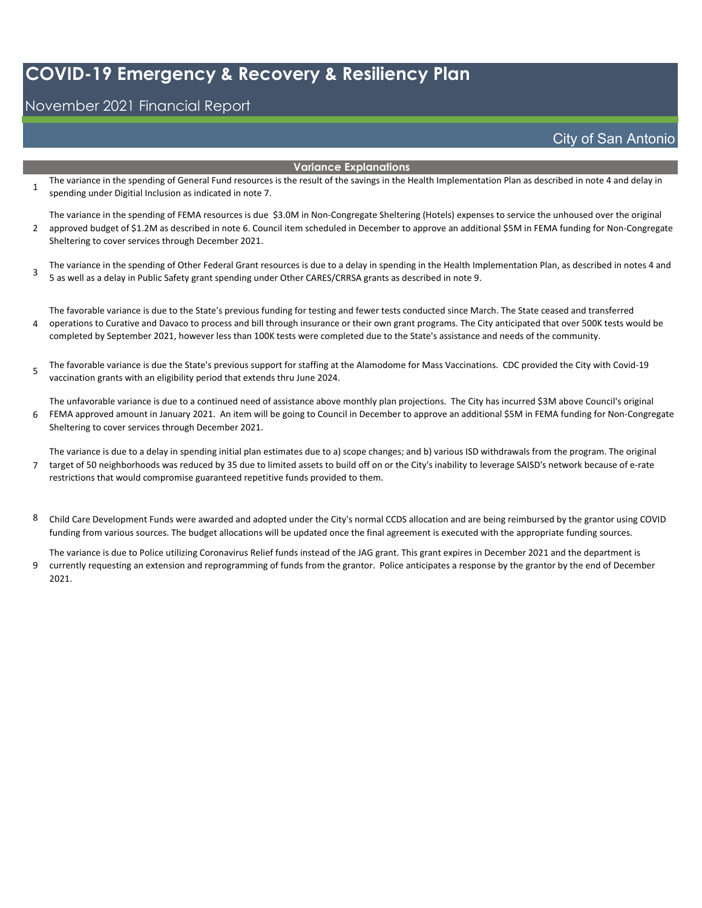# COVID-19 Emergency & Recovery & Resiliency Plan

November 2021 Financial Report

City of San Antonio

## Variance Explanations

1. The variance in the spending of General Fund resources is the result of the savings in the Health Implementation Plan as described in note 4 and delay in spending under Digitial Inclusion as indicated in note 7.

2. The variance in the spending of FEMA resources is due $3.0M in Non-Congregate Sheltering (Hotels) expenses to service the unhoused over the original approved budget of $1.2M as described in note 6. Council item scheduled in December to approve an additional $5M in FEMA funding for Non-Congregate Sheltering to cover services through December 2021.

3. The variance in the spending of Other Federal Grant resources is due to a delay in spending in the Health Implementation Plan, as described in notes 4 and 5 as well as a delay in Public Safety grant spending under Other CARES/CRRSA grants as described in note 9.

4. The favorable variance is due to the State's previous funding for testing and fewer tests conducted since March. The State ceased and transferred operations to Curative and Davaco to process and bill through insurance or their own grant programs. The City anticipated that over 500K tests would be completed by September 2021, however less than 100K tests were completed due to the State's assistance and needs of the community.

5. The favorable variance is due the State's previous support for staffing at the Alamodome for Mass Vaccinations. CDC provided the City with Covid-19 vaccination grants with an eligibility period that extends thru June 2024.

6. The unfavorable variance is due to a continued need of assistance above monthly plan projections. The City has incurred $3M above Council's original FEMA approved amount in January 2021. An item will be going to Council in December to approve an additional $5M in FEMA funding for Non-Congregate Sheltering to cover services through December 2021.

7. The variance is due to a delay in spending initial plan estimates due to a) scope changes; and b) various ISD withdrawals from the program. The original target of 50 neighborhoods was reduced by 35 due to limited assets to build off on or the City's inability to leverage SAISD's network because of e-rate restrictions that would compromise guaranteed repetitive funds provided to them.

8. Child Care Development Funds were awarded and adopted under the City's normal CCDS allocation and are being reimbursed by the grantor using COVID funding from various sources. The budget allocations will be updated once the final agreement is executed with the appropriate funding sources.

9. The variance is due to Police utilizing Coronavirus Relief funds instead of the JAG grant. This grant expires in December 2021 and the department is currently requesting an extension and reprogramming of funds from the grantor. Police anticipates a response by the grantor by the end of December 2021.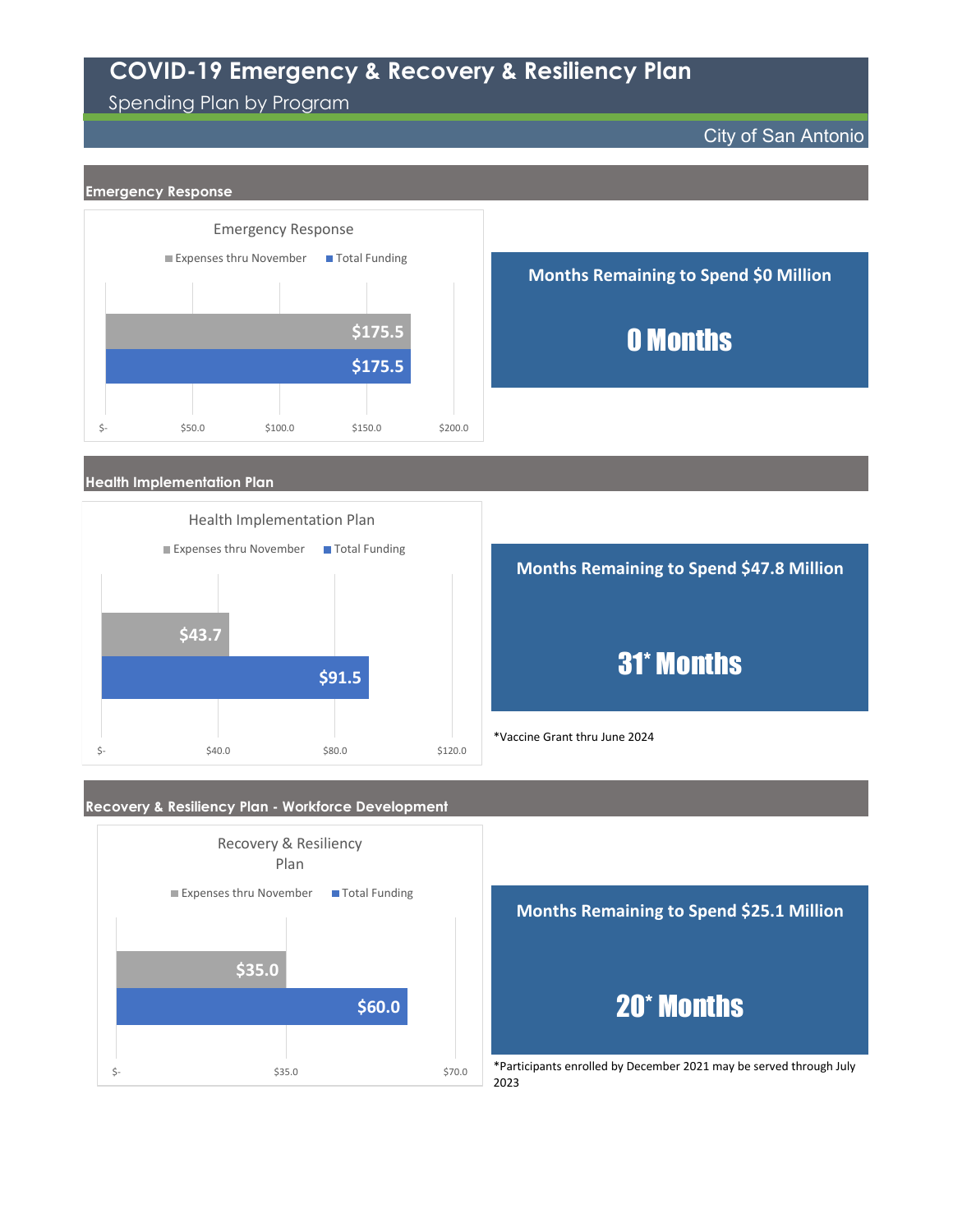# COVID-19 Emergency & Recovery & Resiliency Plan

Spending Plan by Program

City of San Antonio

## Emergency Response

**Emergency Response**

| | Expenses thru November | Total Funding |
|---|---|---|
| Emergency Response | $175.5 | $175.5 |

**Months Remaining to Spend $0 Million**

**0 Months**

## Health Implementation Plan

**Health Implementation Plan**

| | Expenses thru November | Total Funding |
|---|---|---|
| Health Implementation Plan | $43.7 | $91.5 |

**Months Remaining to Spend $47.8 Million**

**31* Months**

*Vaccine Grant thru June 2024

## Recovery & Resiliency Plan - Workforce Development

**Recovery & Resiliency Plan**

| | Expenses thru November | Total Funding |
|---|---|---|
| Recovery & Resiliency Plan | $35.0 | $60.0 |

**Months Remaining to Spend $25.1 Million**

**20* Months**

*Participants enrolled by December 2021 may be served through July 2023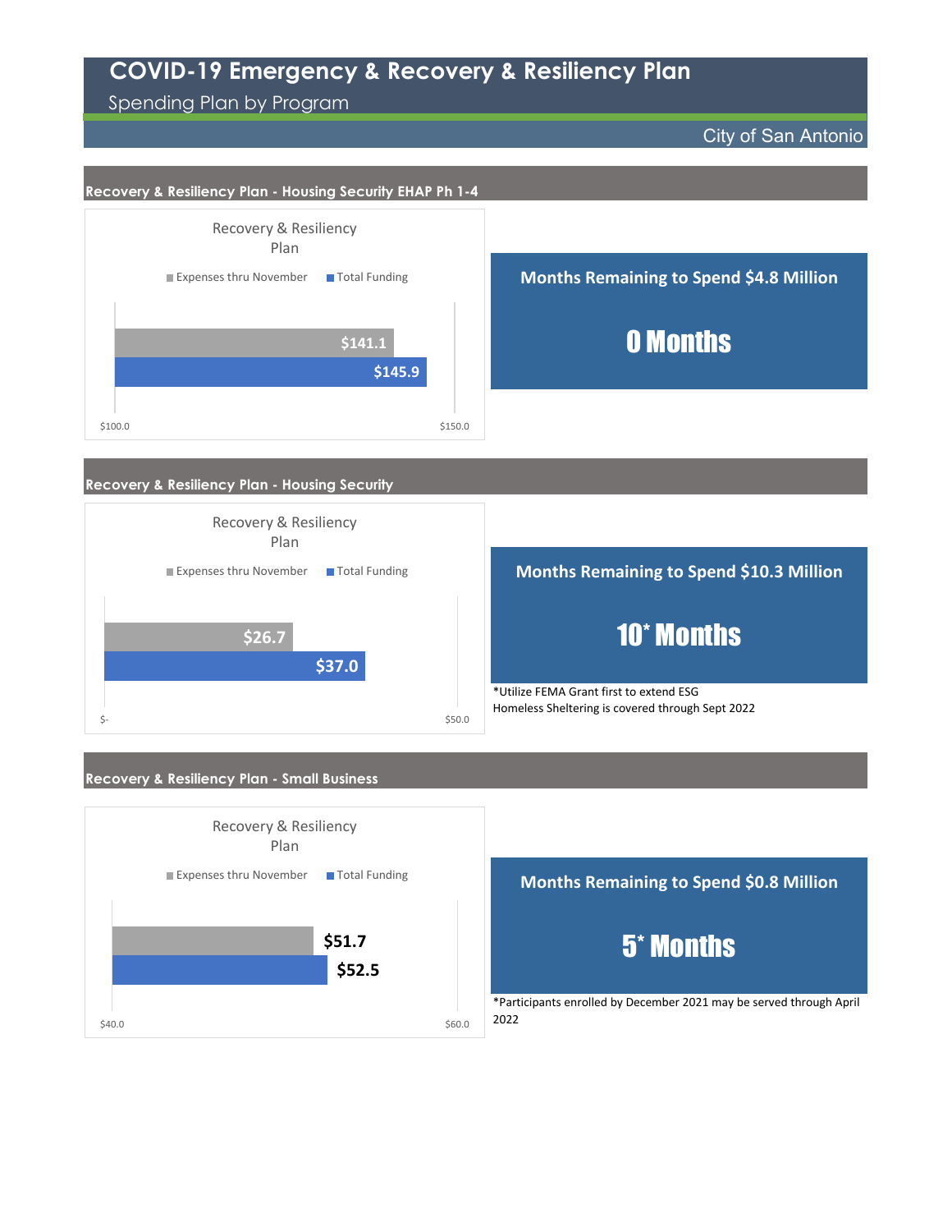# COVID-19 Emergency & Recovery & Resiliency Plan

Spending Plan by Program

City of San Antonio

## Recovery & Resiliency Plan - Housing Security EHAP Ph 1-4

Recovery & Resiliency Plan

| | Expenses thru November | Total Funding |
|---|---|---|
| Recovery & Resiliency Plan | $141.1 | $145.9 |

**Months Remaining to Spend $4.8 Million**

**0 Months**

## Recovery & Resiliency Plan - Housing Security

Recovery & Resiliency Plan

| | Expenses thru November | Total Funding |
|---|---|---|
| Recovery & Resiliency Plan | $26.7 | $37.0 |

**Months Remaining to Spend $10.3 Million**

**10* Months**

*Utilize FEMA Grant first to extend ESG Homeless Sheltering is covered through Sept 2022

## Recovery & Resiliency Plan - Small Business

Recovery & Resiliency Plan

| | Expenses thru November | Total Funding |
|---|---|---|
| Recovery & Resiliency Plan | $51.7 | $52.5 |

**Months Remaining to Spend $0.8 Million**

**5* Months**

*Participants enrolled by December 2021 may be served through April 2022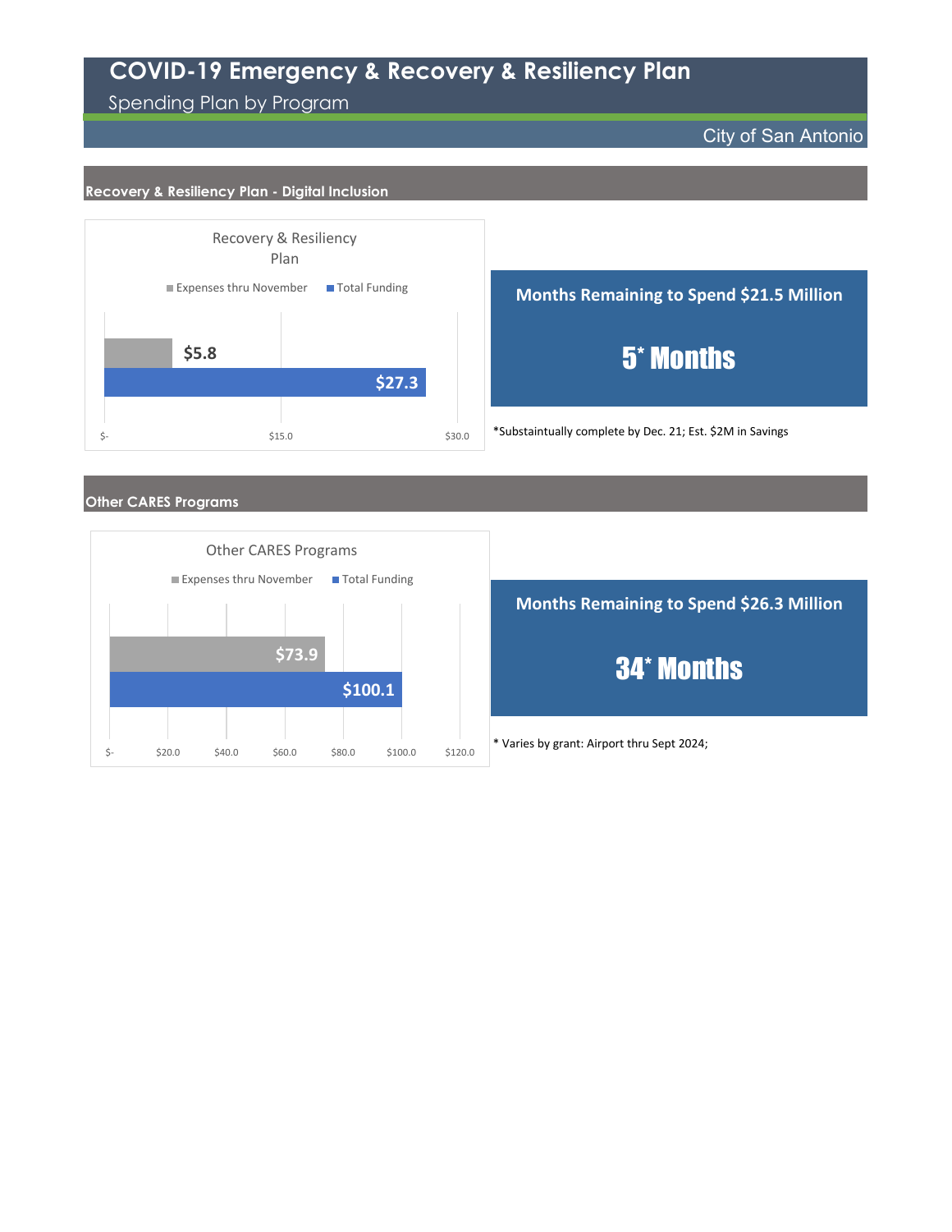# COVID-19 Emergency & Recovery & Resiliency Plan

## Spending Plan by Program

City of San Antonio

### Recovery & Resiliency Plan - Digital Inclusion

**Recovery & Resiliency Plan**

| | Expenses thru November | Total Funding |
|---|---|---|
| Recovery & Resiliency Plan | $5.8 | $27.3 |

**Months Remaining to Spend $21.5 Million**

**5* Months**

*Substaintually complete by Dec. 21; Est. $2M in Savings

### Other CARES Programs

**Other CARES Programs**

| | Expenses thru November | Total Funding |
|---|---|---|
| Other CARES Programs | $73.9 | $100.1 |

**Months Remaining to Spend $26.3 Million**

**34* Months**

* Varies by grant: Airport thru Sept 2024;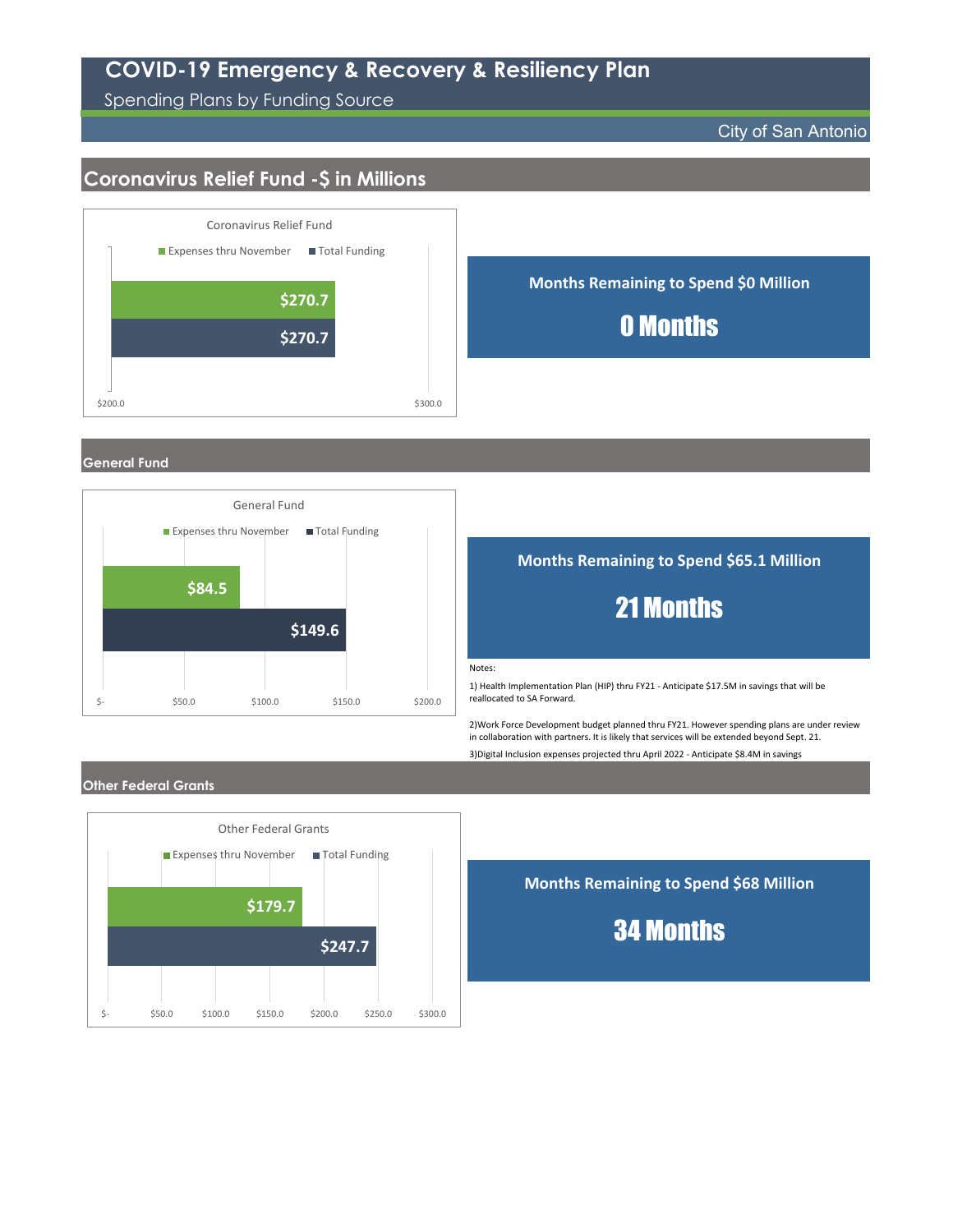# COVID-19 Emergency & Recovery & Resiliency Plan

Spending Plans by Funding Source

City of San Antonio

## Coronavirus Relief Fund -$ in Millions

Coronavirus Relief Fund

| | Expenses thru November | Total Funding |
|---|---|---|
| Coronavirus Relief Fund | $270.7 | $270.7 |

**Months Remaining to Spend $0 Million**

**0 Months**

## General Fund

General Fund

| | Expenses thru November | Total Funding |
|---|---|---|
| General Fund | $84.5 | $149.6 |

**Months Remaining to Spend $65.1 Million**

**21 Months**

Notes:

1) Health Implementation Plan (HIP) thru FY21 - Anticipate $17.5M in savings that will be reallocated to SA Forward.

2)Work Force Development budget planned thru FY21. However spending plans are under review in collaboration with partners. It is likely that services will be extended beyond Sept. 21.

3)Digital Inclusion expenses projected thru April 2022 - Anticipate $8.4M in savings

## Other Federal Grants

Other Federal Grants

| | Expenses thru November | Total Funding |
|---|---|---|
| Other Federal Grants | $179.7 | $247.7 |

**Months Remaining to Spend $68 Million**

**34 Months**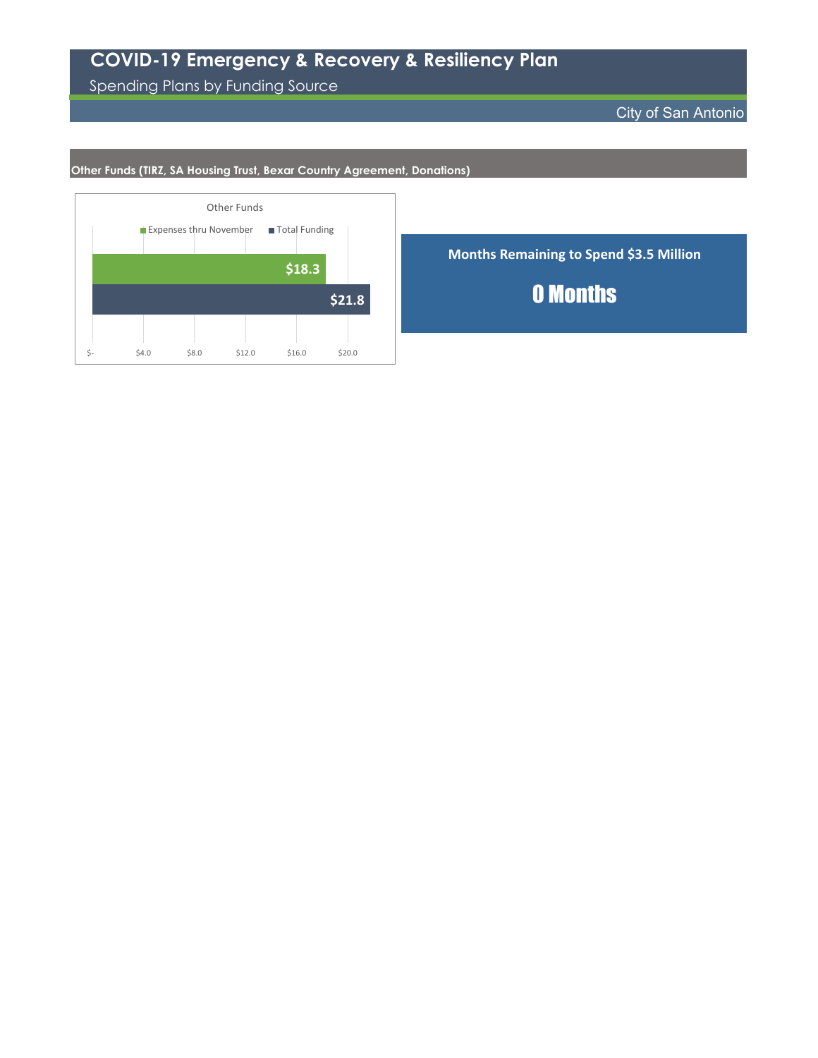# COVID-19 Emergency & Recovery & Resiliency Plan

Spending Plans by Funding Source

City of San Antonio

## Other Funds (TIRZ, SA Housing Trust, Bexar Country Agreement, Donations)

Other Funds

Expenses thru November
Total Funding

$18.3
$21.8

$-
$4.0
$8.0
$12.0
$16.0
$20.0

**Months Remaining to Spend $3.5 Million**

**0 Months**